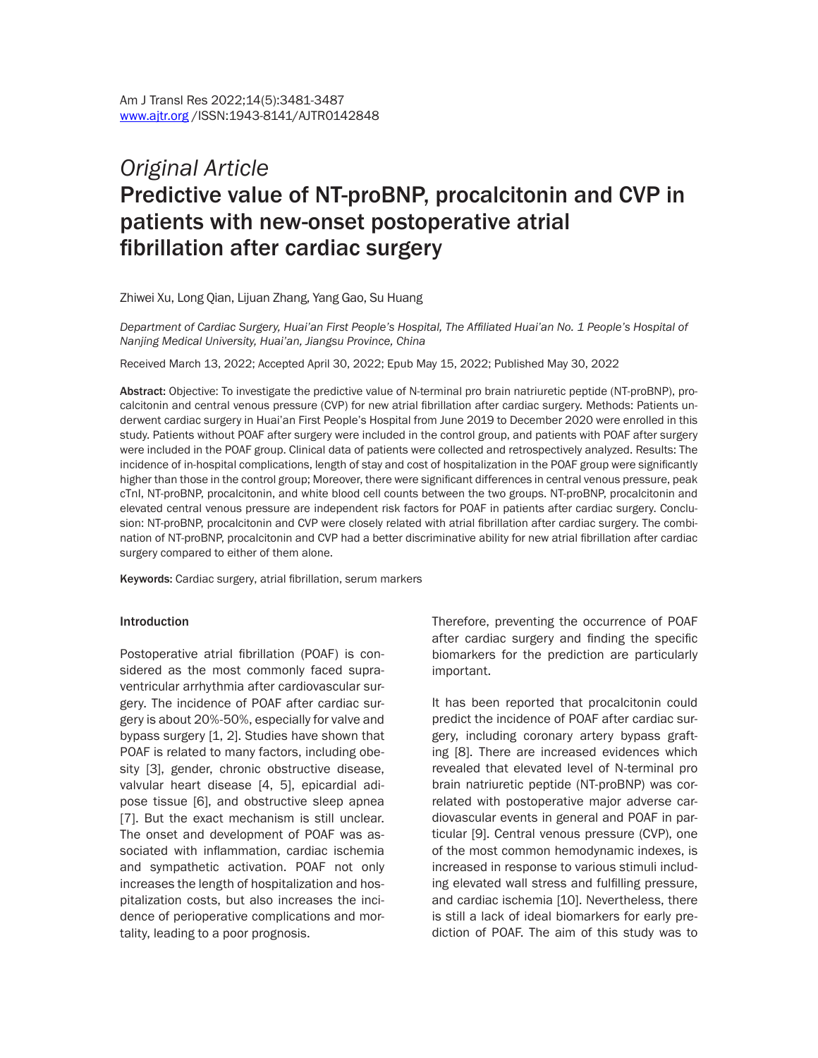*Original Article*

# Predictive value of NT-proBNP, procalcitonin and CVP in patients with new-onset postoperative atrial fibrillation after cardiac surgery

Zhiwei Xu, Long Qian, Lijuan Zhang, Yang Gao, Su Huang

*Department of Cardiac Surgery, Huai'an First People's Hospital, The Affiliated Huai'an No. 1 People's Hospital of Nanjing Medical University, Huai'an, Jiangsu Province, China*

Received March 13, 2022; Accepted April 30, 2022; Epub May 15, 2022; Published May 30, 2022

**Abstract:** Objective: To investigate the predictive value of N-terminal pro brain natriuretic peptide (NT-proBNP), procalcitonin and central venous pressure (CVP) for new atrial fibrillation after cardiac surgery. Methods: Patients underwent cardiac surgery in Huai'an First People's Hospital from June 2019 to December 2020 were enrolled in this study. Patients without POAF after surgery were included in the control group, and patients with POAF after surgery were included in the POAF group. Clinical data of patients were collected and retrospectively analyzed. Results: The incidence of in-hospital complications, length of stay and cost of hospitalization in the POAF group were significantly higher than those in the control group; Moreover, there were significant differences in central venous pressure, peak cTnI, NT-proBNP, procalcitonin, and white blood cell counts between the two groups. NT-proBNP, procalcitonin and elevated central venous pressure are independent risk factors for POAF in patients after cardiac surgery. Conclusion: NT-proBNP, procalcitonin and CVP were closely related with atrial fibrillation after cardiac surgery. The combination of NT-proBNP, procalcitonin and CVP had a better discriminative ability for new atrial fibrillation after cardiac surgery compared to either of them alone.

**Keywords:** Cardiac surgery, atrial fibrillation, serum markers

## Introduction

Postoperative atrial fibrillation (POAF) is considered as the most commonly faced supraventricular arrhythmia after cardiovascular surgery. The incidence of POAF after cardiac surgery is about 20%-50%, especially for valve and bypass surgery [1, 2]. Studies have shown that POAF is related to many factors, including obesity [3], gender, chronic obstructive disease, valvular heart disease [4, 5], epicardial adipose tissue [6], and obstructive sleep apnea [7]. But the exact mechanism is still unclear. The onset and development of POAF was associated with inflammation, cardiac ischemia and sympathetic activation. POAF not only increases the length of hospitalization and hospitalization costs, but also increases the incidence of perioperative complications and mortality, leading to a poor prognosis. Therefore, preventing the occurrence of POAF after cardiac surgery and finding the specific biomarkers for the prediction are particularly important.

It has been reported that procalcitonin could predict the incidence of POAF after cardiac surgery, including coronary artery bypass grafting [8]. There are increased evidences which revealed that elevated level of N-terminal pro brain natriuretic peptide (NT-proBNP) was correlated with postoperative major adverse cardiovascular events in general and POAF in particular [9]. Central venous pressure (CVP), one of the most common hemodynamic indexes, is increased in response to various stimuli including elevated wall stress and fulfilling pressure, and cardiac ischemia [10]. Nevertheless, there is still a lack of ideal biomarkers for early prediction of POAF. The aim of this study was to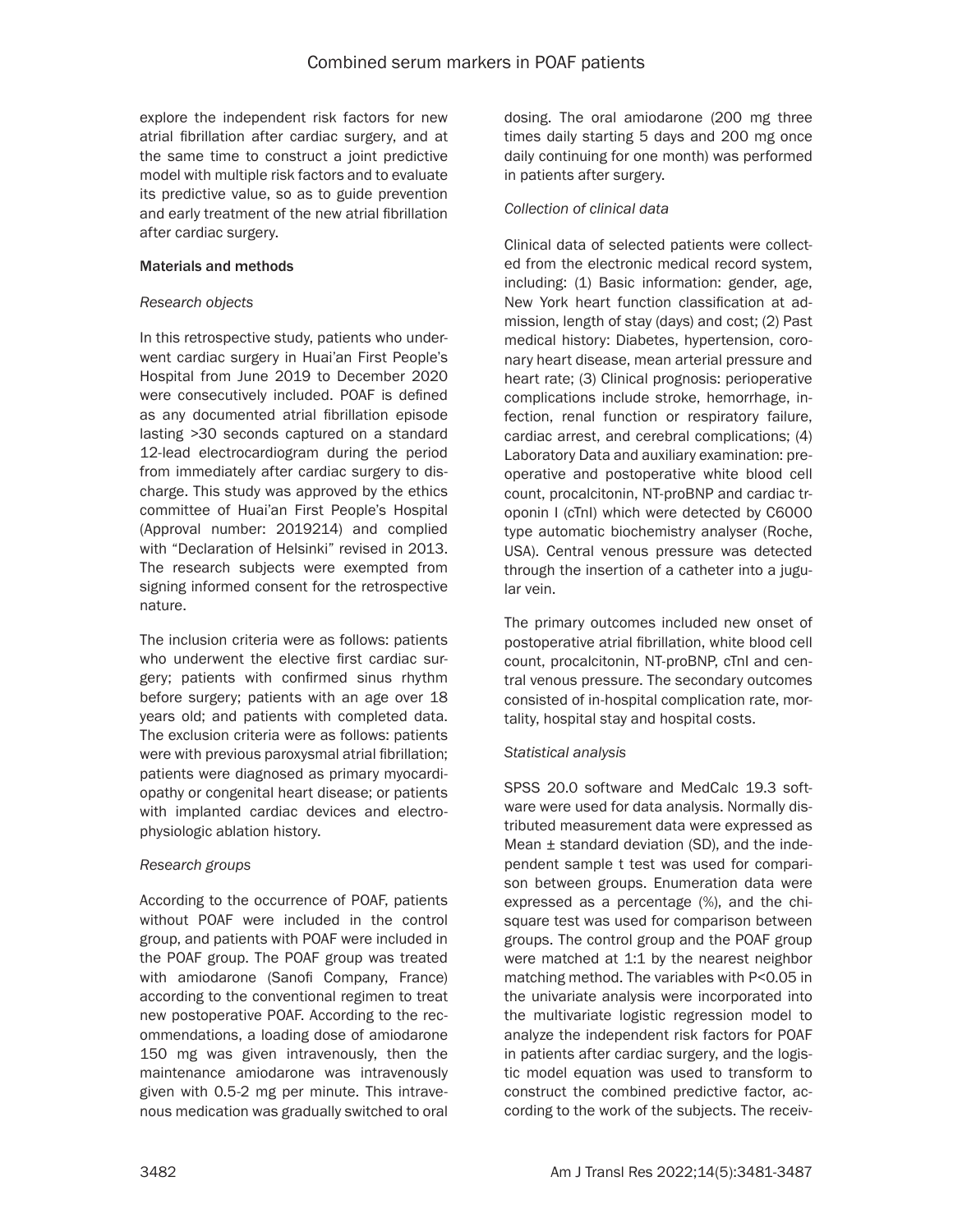explore the independent risk factors for new atrial fibrillation after cardiac surgery, and at the same time to construct a joint predictive model with multiple risk factors and to evaluate its predictive value, so as to guide prevention and early treatment of the new atrial fibrillation after cardiac surgery.

## Materials and methods

### *Research objects*

In this retrospective study, patients who underwent cardiac surgery in Huai'an First People's Hospital from June 2019 to December 2020 were consecutively included. POAF is defined as any documented atrial fibrillation episode lasting >30 seconds captured on a standard 12-lead electrocardiogram during the period from immediately after cardiac surgery to discharge. This study was approved by the ethics committee of Huai'an First People's Hospital (Approval number: 2019214) and complied with "Declaration of Helsinki" revised in 2013. The research subjects were exempted from signing informed consent for the retrospective nature.

The inclusion criteria were as follows: patients who underwent the elective first cardiac surgery; patients with confirmed sinus rhythm before surgery; patients with an age over 18 years old; and patients with completed data. The exclusion criteria were as follows: patients were with previous paroxysmal atrial fibrillation; patients were diagnosed as primary myocardiopathy or congenital heart disease; or patients with implanted cardiac devices and electrophysiologic ablation history.

### *Research groups*

According to the occurrence of POAF, patients without POAF were included in the control group, and patients with POAF were included in the POAF group. The POAF group was treated with amiodarone (Sanofi Company, France) according to the conventional regimen to treat new postoperative POAF. According to the recommendations, a loading dose of amiodarone 150 mg was given intravenously, then the maintenance amiodarone was intravenously given with 0.5-2 mg per minute. This intravenous medication was gradually switched to oral dosing. The oral amiodarone (200 mg three times daily starting 5 days and 200 mg once daily continuing for one month) was performed in patients after surgery.

### *Collection of clinical data*

Clinical data of selected patients were collected from the electronic medical record system, including: (1) Basic information: gender, age, New York heart function classification at admission, length of stay (days) and cost; (2) Past medical history: Diabetes, hypertension, coronary heart disease, mean arterial pressure and heart rate; (3) Clinical prognosis: perioperative complications include stroke, hemorrhage, infection, renal function or respiratory failure, cardiac arrest, and cerebral complications; (4) Laboratory Data and auxiliary examination: preoperative and postoperative white blood cell count, procalcitonin, NT-proBNP and cardiac troponin I (cTnI) which were detected by C6000 type automatic biochemistry analyser (Roche, USA). Central venous pressure was detected through the insertion of a catheter into a jugular vein.

The primary outcomes included new onset of postoperative atrial fibrillation, white blood cell count, procalcitonin, NT-proBNP, cTnI and central venous pressure. The secondary outcomes consisted of in-hospital complication rate, mortality, hospital stay and hospital costs.

### *Statistical analysis*

SPSS 20.0 software and MedCalc 19.3 software were used for data analysis. Normally distributed measurement data were expressed as Mean ± standard deviation (SD), and the independent sample t test was used for comparison between groups. Enumeration data were expressed as a percentage (%), and the chi-square test was used for comparison between groups. The control group and the POAF group were matched at 1:1 by the nearest neighbor matching method. The variables with $P<0.05$ in the univariate analysis were incorporated into the multivariate logistic regression model to analyze the independent risk factors for POAF in patients after cardiac surgery, and the logistic model equation was used to transform to construct the combined predictive factor, according to the work of the subjects. The receiv-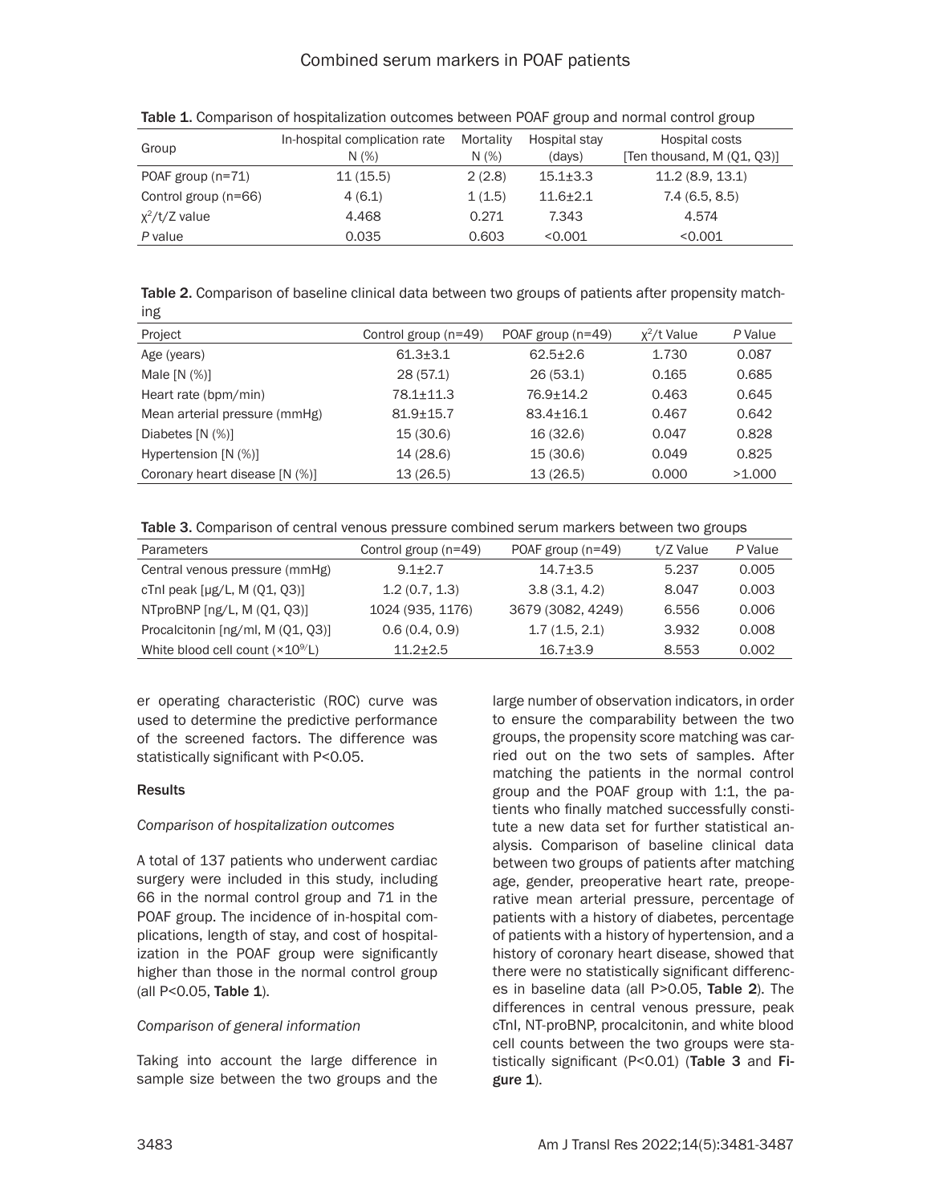Table 1. Comparison of hospitalization outcomes between POAF group and normal control group

| Group | In-hospital complication rate N (%) | Mortality N (%) | Hospital stay (days) | Hospital costs [Ten thousand, M (Q1, Q3)] |
|---|---|---|---|---|
| POAF group (n=71) | 11 (15.5) | 2 (2.8) | 15.1±3.3 | 11.2 (8.9, 13.1) |
| Control group (n=66) | 4 (6.1) | 1 (1.5) | 11.6±2.1 | 7.4 (6.5, 8.5) |
| $\chi^2$/t/Z value | 4.468 | 0.271 | 7.343 | 4.574 |
| *P* value | 0.035 | 0.603 | <0.001 | <0.001 |

Table 2. Comparison of baseline clinical data between two groups of patients after propensity matching

| Project | Control group (n=49) | POAF group (n=49) | $\chi^2$/t Value | *P* Value |
|---|---|---|---|---|
| Age (years) | 61.3±3.1 | 62.5±2.6 | 1.730 | 0.087 |
| Male [N (%)] | 28 (57.1) | 26 (53.1) | 0.165 | 0.685 |
| Heart rate (bpm/min) | 78.1±11.3 | 76.9±14.2 | 0.463 | 0.645 |
| Mean arterial pressure (mmHg) | 81.9±15.7 | 83.4±16.1 | 0.467 | 0.642 |
| Diabetes [N (%)] | 15 (30.6) | 16 (32.6) | 0.047 | 0.828 |
| Hypertension [N (%)] | 14 (28.6) | 15 (30.6) | 0.049 | 0.825 |
| Coronary heart disease [N (%)] | 13 (26.5) | 13 (26.5) | 0.000 | >1.000 |

Table 3. Comparison of central venous pressure combined serum markers between two groups

| Parameters | Control group (n=49) | POAF group (n=49) | t/Z Value | *P* Value |
|---|---|---|---|---|
| Central venous pressure (mmHg) | 9.1±2.7 | 14.7±3.5 | 5.237 | 0.005 |
| cTnI peak [μg/L, M (Q1, Q3)] | 1.2 (0.7, 1.3) | 3.8 (3.1, 4.2) | 8.047 | 0.003 |
| NTproBNP [ng/L, M (Q1, Q3)] | 1024 (935, 1176) | 3679 (3082, 4249) | 6.556 | 0.006 |
| Procalcitonin [ng/ml, M (Q1, Q3)] | 0.6 (0.4, 0.9) | 1.7 (1.5, 2.1) | 3.932 | 0.008 |
| White blood cell count ($\times 10^9$/L) | 11.2±2.5 | 16.7±3.9 | 8.553 | 0.002 |

er operating characteristic (ROC) curve was used to determine the predictive performance of the screened factors. The difference was statistically significant with P<0.05.

## Results

### *Comparison of hospitalization outcomes*

A total of 137 patients who underwent cardiac surgery were included in this study, including 66 in the normal control group and 71 in the POAF group. The incidence of in-hospital complications, length of stay, and cost of hospitalization in the POAF group were significantly higher than those in the normal control group (all P<0.05, **Table 1**).

### *Comparison of general information*

Taking into account the large difference in sample size between the two groups and the large number of observation indicators, in order to ensure the comparability between the two groups, the propensity score matching was carried out on the two sets of samples. After matching the patients in the normal control group and the POAF group with 1:1, the patients who finally matched successfully constitute a new data set for further statistical analysis. Comparison of baseline clinical data between two groups of patients after matching age, gender, preoperative heart rate, preoperative mean arterial pressure, percentage of patients with a history of diabetes, percentage of patients with a history of hypertension, and a history of coronary heart disease, showed that there were no statistically significant differences in baseline data (all P>0.05, **Table 2**). The differences in central venous pressure, peak cTnI, NT-proBNP, procalcitonin, and white blood cell counts between the two groups were statistically significant (P<0.01) (**Table 3** and **Figure 1**).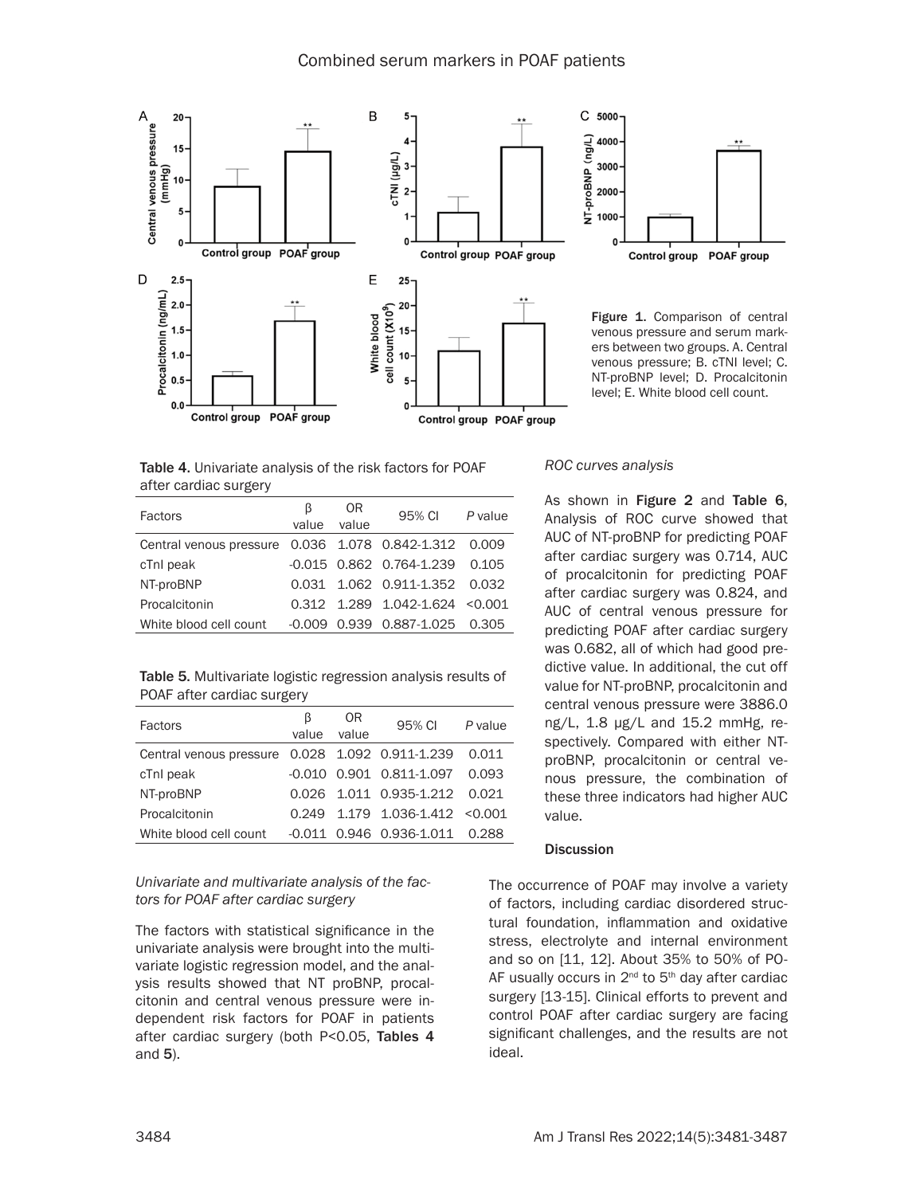Figure 1. Comparison of central venous pressure and serum markers between two groups. A. Central venous pressure; B. cTNI level; C. NT-proBNP level; D. Procalcitonin level; E. White blood cell count.

Table 4. Univariate analysis of the risk factors for POAF after cardiac surgery

| Factors | β value | OR value | 95% CI | *P* value |
|---|---|---|---|---|
| Central venous pressure | 0.036 | 1.078 | 0.842-1.312 | 0.009 |
| cTnI peak | -0.015 | 0.862 | 0.764-1.239 | 0.105 |
| NT-proBNP | 0.031 | 1.062 | 0.911-1.352 | 0.032 |
| Procalcitonin | 0.312 | 1.289 | 1.042-1.624 | <0.001 |
| White blood cell count | -0.009 | 0.939 | 0.887-1.025 | 0.305 |

Table 5. Multivariate logistic regression analysis results of POAF after cardiac surgery

| Factors | β value | OR value | 95% CI | *P* value |
|---|---|---|---|---|
| Central venous pressure | 0.028 | 1.092 | 0.911-1.239 | 0.011 |
| cTnI peak | -0.010 | 0.901 | 0.811-1.097 | 0.093 |
| NT-proBNP | 0.026 | 1.011 | 0.935-1.212 | 0.021 |
| Procalcitonin | 0.249 | 1.179 | 1.036-1.412 | <0.001 |
| White blood cell count | -0.011 | 0.946 | 0.936-1.011 | 0.288 |

*Univariate and multivariate analysis of the factors for POAF after cardiac surgery*

The factors with statistical significance in the univariate analysis were brought into the multivariate logistic regression model, and the analysis results showed that NT proBNP, procalcitonin and central venous pressure were independent risk factors for POAF in patients after cardiac surgery (both P<0.05, **Tables 4** and **5**).

*ROC curves analysis*

As shown in **Figure 2** and **Table 6**, Analysis of ROC curve showed that AUC of NT-proBNP for predicting POAF after cardiac surgery was 0.714, AUC of procalcitonin for predicting POAF after cardiac surgery was 0.824, and AUC of central venous pressure for predicting POAF after cardiac surgery was 0.682, all of which had good predictive value. In additional, the cut off value for NT-proBNP, procalcitonin and central venous pressure were 3886.0 ng/L, 1.8 μg/L and 15.2 mmHg, respectively. Compared with either NT-proBNP, procalcitonin or central venous pressure, the combination of these three indicators had higher AUC value.

## Discussion

The occurrence of POAF may involve a variety of factors, including cardiac disordered structural foundation, inflammation and oxidative stress, electrolyte and internal environment and so on [11, 12]. About 35% to 50% of POAF usually occurs in 2nd to 5th day after cardiac surgery [13-15]. Clinical efforts to prevent and control POAF after cardiac surgery are facing significant challenges, and the results are not ideal.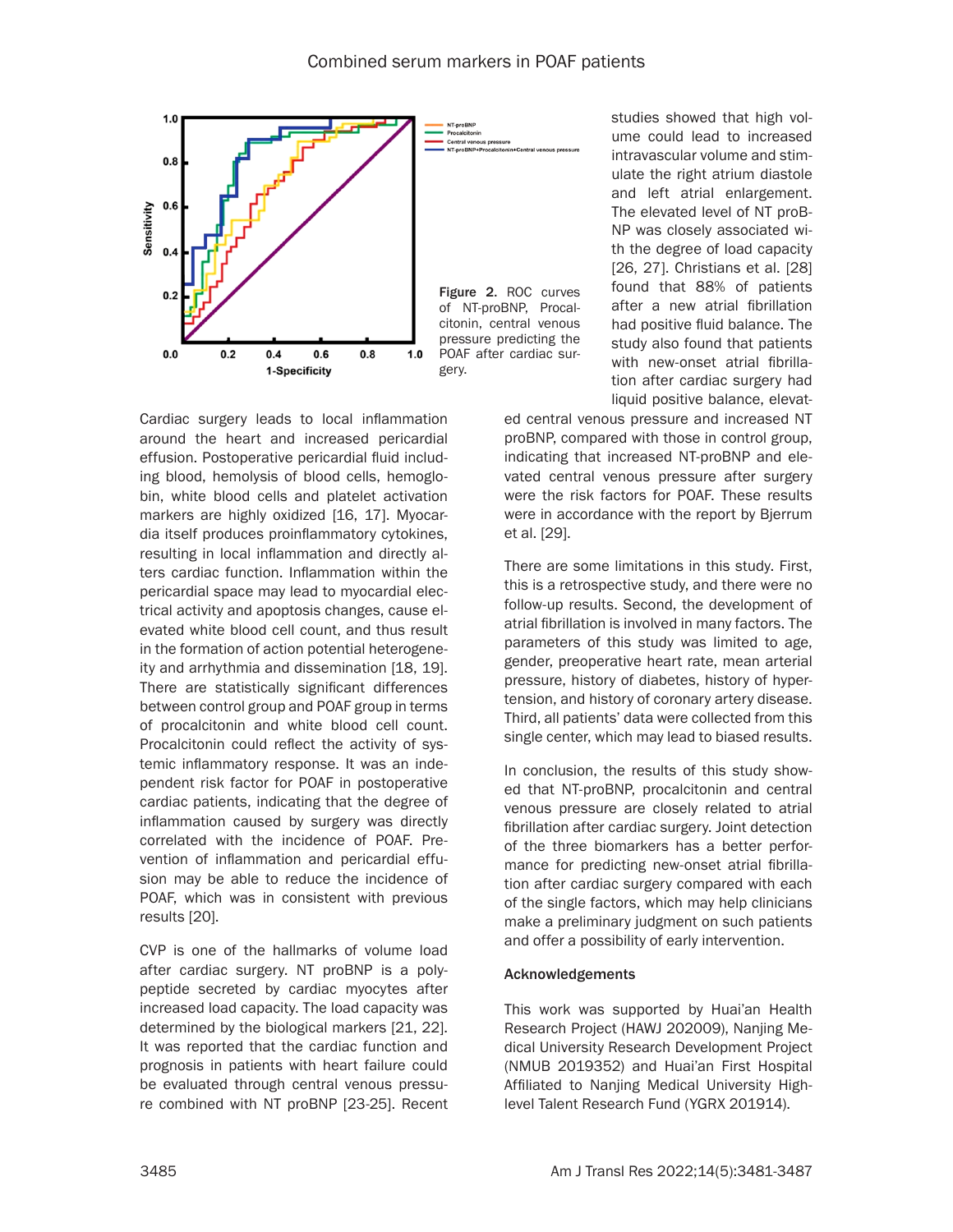Figure 2. ROC curves of NT-proBNP, Procalcitonin, central venous pressure predicting the POAF after cardiac surgery.

Cardiac surgery leads to local inflammation around the heart and increased pericardial effusion. Postoperative pericardial fluid including blood, hemolysis of blood cells, hemoglobin, white blood cells and platelet activation markers are highly oxidized [16, 17]. Myocardia itself produces proinflammatory cytokines, resulting in local inflammation and directly alters cardiac function. Inflammation within the pericardial space may lead to myocardial electrical activity and apoptosis changes, cause elevated white blood cell count, and thus result in the formation of action potential heterogeneity and arrhythmia and dissemination [18, 19]. There are statistically significant differences between control group and POAF group in terms of procalcitonin and white blood cell count. Procalcitonin could reflect the activity of systemic inflammatory response. It was an independent risk factor for POAF in postoperative cardiac patients, indicating that the degree of inflammation caused by surgery was directly correlated with the incidence of POAF. Prevention of inflammation and pericardial effusion may be able to reduce the incidence of POAF, which was in consistent with previous results [20].

CVP is one of the hallmarks of volume load after cardiac surgery. NT proBNP is a polypeptide secreted by cardiac myocytes after increased load capacity. The load capacity was determined by the biological markers [21, 22]. It was reported that the cardiac function and prognosis in patients with heart failure could be evaluated through central venous pressure combined with NT proBNP [23-25]. Recent studies showed that high volume could lead to increased intravascular volume and stimulate the right atrium diastole and left atrial enlargement. The elevated level of NT proBNP was closely associated with the degree of load capacity [26, 27]. Christians et al. [28] found that 88% of patients after a new atrial fibrillation had positive fluid balance. The study also found that patients with new-onset atrial fibrillation after cardiac surgery had liquid positive balance, elevated central venous pressure and increased NT proBNP, compared with those in control group, indicating that increased NT-proBNP and elevated central venous pressure after surgery were the risk factors for POAF. These results were in accordance with the report by Bjerrum et al. [29].

There are some limitations in this study. First, this is a retrospective study, and there were no follow-up results. Second, the development of atrial fibrillation is involved in many factors. The parameters of this study was limited to age, gender, preoperative heart rate, mean arterial pressure, history of diabetes, history of hypertension, and history of coronary artery disease. Third, all patients' data were collected from this single center, which may lead to biased results.

In conclusion, the results of this study showed that NT-proBNP, procalcitonin and central venous pressure are closely related to atrial fibrillation after cardiac surgery. Joint detection of the three biomarkers has a better performance for predicting new-onset atrial fibrillation after cardiac surgery compared with each of the single factors, which may help clinicians make a preliminary judgment on such patients and offer a possibility of early intervention.

## Acknowledgements

This work was supported by Huai'an Health Research Project (HAWJ 202009), Nanjing Medical University Research Development Project (NMUB 2019352) and Huai'an First Hospital Affiliated to Nanjing Medical University High-level Talent Research Fund (YGRX 201914).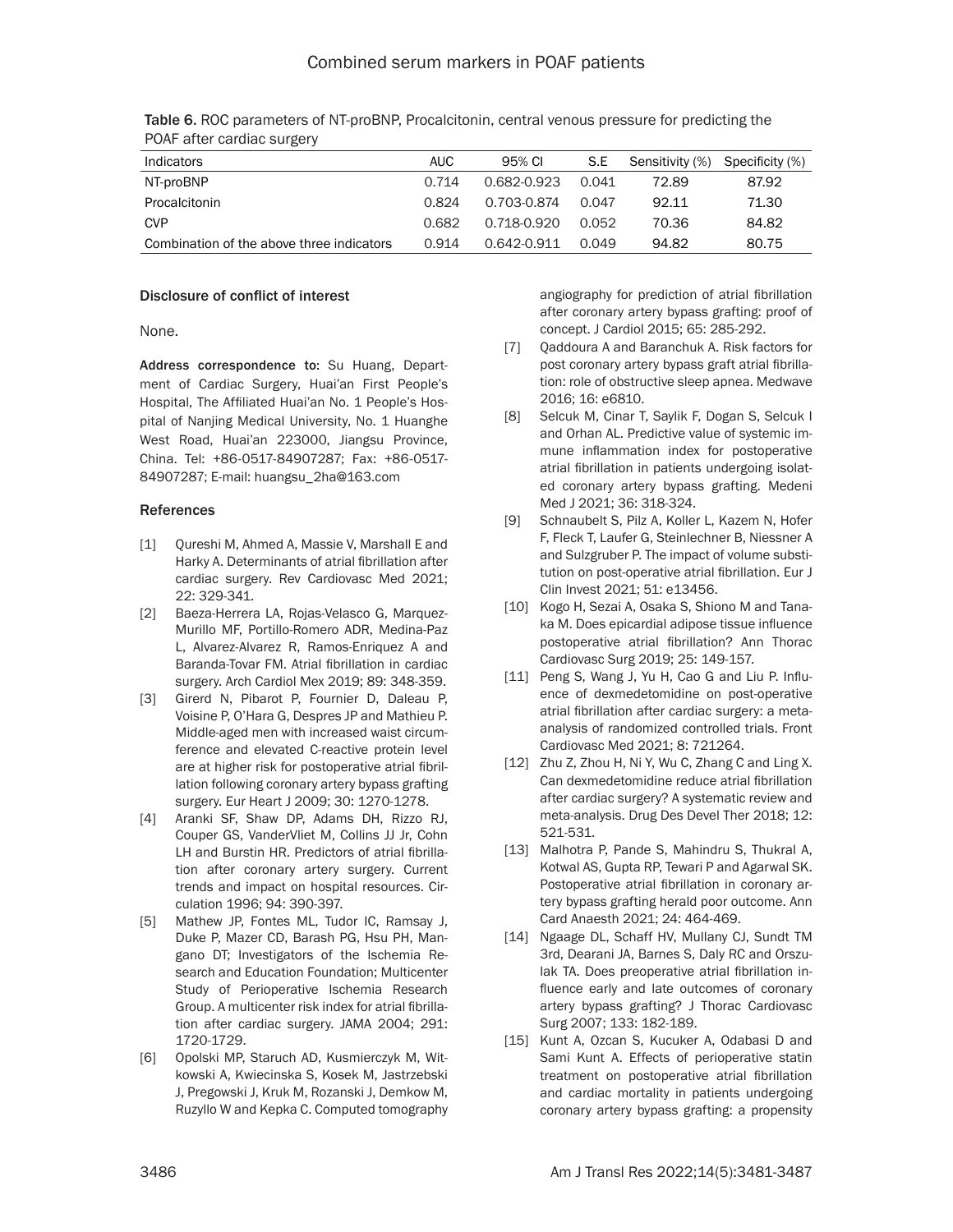Table 6. ROC parameters of NT-proBNP, Procalcitonin, central venous pressure for predicting the POAF after cardiac surgery

| Indicators | AUC | 95% CI | S.E | Sensitivity (%) | Specificity (%) |
|---|---|---|---|---|---|
| NT-proBNP | 0.714 | 0.682-0.923 | 0.041 | 72.89 | 87.92 |
| Procalcitonin | 0.824 | 0.703-0.874 | 0.047 | 92.11 | 71.30 |
| CVP | 0.682 | 0.718-0.920 | 0.052 | 70.36 | 84.82 |
| Combination of the above three indicators | 0.914 | 0.642-0.911 | 0.049 | 94.82 | 80.75 |

### Disclosure of conflict of interest

None.

**Address correspondence to:** Su Huang, Department of Cardiac Surgery, Huai'an First People's Hospital, The Affiliated Huai'an No. 1 People's Hospital of Nanjing Medical University, No. 1 Huanghe West Road, Huai'an 223000, Jiangsu Province, China. Tel: +86-0517-84907287; Fax: +86-0517-84907287; E-mail: huangsu_2ha@163.com

### References

[1] Qureshi M, Ahmed A, Massie V, Marshall E and Harky A. Determinants of atrial fibrillation after cardiac surgery. Rev Cardiovasc Med 2021; 22: 329-341.

[2] Baeza-Herrera LA, Rojas-Velasco G, Marquez-Murillo MF, Portillo-Romero ADR, Medina-Paz L, Alvarez-Alvarez R, Ramos-Enriquez A and Baranda-Tovar FM. Atrial fibrillation in cardiac surgery. Arch Cardiol Mex 2019; 89: 348-359.

[3] Girerd N, Pibarot P, Fournier D, Daleau P, Voisine P, O'Hara G, Despres JP and Mathieu P. Middle-aged men with increased waist circumference and elevated C-reactive protein level are at higher risk for postoperative atrial fibrillation following coronary artery bypass grafting surgery. Eur Heart J 2009; 30: 1270-1278.

[4] Aranki SF, Shaw DP, Adams DH, Rizzo RJ, Couper GS, VanderVliet M, Collins JJ Jr, Cohn LH and Burstin HR. Predictors of atrial fibrillation after coronary artery surgery. Current trends and impact on hospital resources. Circulation 1996; 94: 390-397.

[5] Mathew JP, Fontes ML, Tudor IC, Ramsay J, Duke P, Mazer CD, Barash PG, Hsu PH, Mangano DT; Investigators of the Ischemia Research and Education Foundation; Multicenter Study of Perioperative Ischemia Research Group. A multicenter risk index for atrial fibrillation after cardiac surgery. JAMA 2004; 291: 1720-1729.

[6] Opolski MP, Staruch AD, Kusmierczyk M, Witkowski A, Kwiecinska S, Kosek M, Jastrzebski J, Pregowski J, Kruk M, Rozanski J, Demkow M, Ruzyllo W and Kepka C. Computed tomography angiography for prediction of atrial fibrillation after coronary artery bypass grafting: proof of concept. J Cardiol 2015; 65: 285-292.

[7] Qaddoura A and Baranchuk A. Risk factors for post coronary artery bypass graft atrial fibrillation: role of obstructive sleep apnea. Medwave 2016; 16: e6810.

[8] Selcuk M, Cinar T, Saylik F, Dogan S, Selcuk I and Orhan AL. Predictive value of systemic immune inflammation index for postoperative atrial fibrillation in patients undergoing isolated coronary artery bypass grafting. Medeni Med J 2021; 36: 318-324.

[9] Schnaubelt S, Pilz A, Koller L, Kazem N, Hofer F, Fleck T, Laufer G, Steinlechner B, Niessner A and Sulzgruber P. The impact of volume substitution on post-operative atrial fibrillation. Eur J Clin Invest 2021; 51: e13456.

[10] Kogo H, Sezai A, Osaka S, Shiono M and Tanaka M. Does epicardial adipose tissue influence postoperative atrial fibrillation? Ann Thorac Cardiovasc Surg 2019; 25: 149-157.

[11] Peng S, Wang J, Yu H, Cao G and Liu P. Influence of dexmedetomidine on post-operative atrial fibrillation after cardiac surgery: a meta-analysis of randomized controlled trials. Front Cardiovasc Med 2021; 8: 721264.

[12] Zhu Z, Zhou H, Ni Y, Wu C, Zhang C and Ling X. Can dexmedetomidine reduce atrial fibrillation after cardiac surgery? A systematic review and meta-analysis. Drug Des Devel Ther 2018; 12: 521-531.

[13] Malhotra P, Pande S, Mahindru S, Thukral A, Kotwal AS, Gupta RP, Tewari P and Agarwal SK. Postoperative atrial fibrillation in coronary artery bypass grafting herald poor outcome. Ann Card Anaesth 2021; 24: 464-469.

[14] Ngaage DL, Schaff HV, Mullany CJ, Sundt TM 3rd, Dearani JA, Barnes S, Daly RC and Orszulak TA. Does preoperative atrial fibrillation influence early and late outcomes of coronary artery bypass grafting? J Thorac Cardiovasc Surg 2007; 133: 182-189.

[15] Kunt A, Ozcan S, Kucuker A, Odabasi D and Sami Kunt A. Effects of perioperative statin treatment on postoperative atrial fibrillation and cardiac mortality in patients undergoing coronary artery bypass grafting: a propensity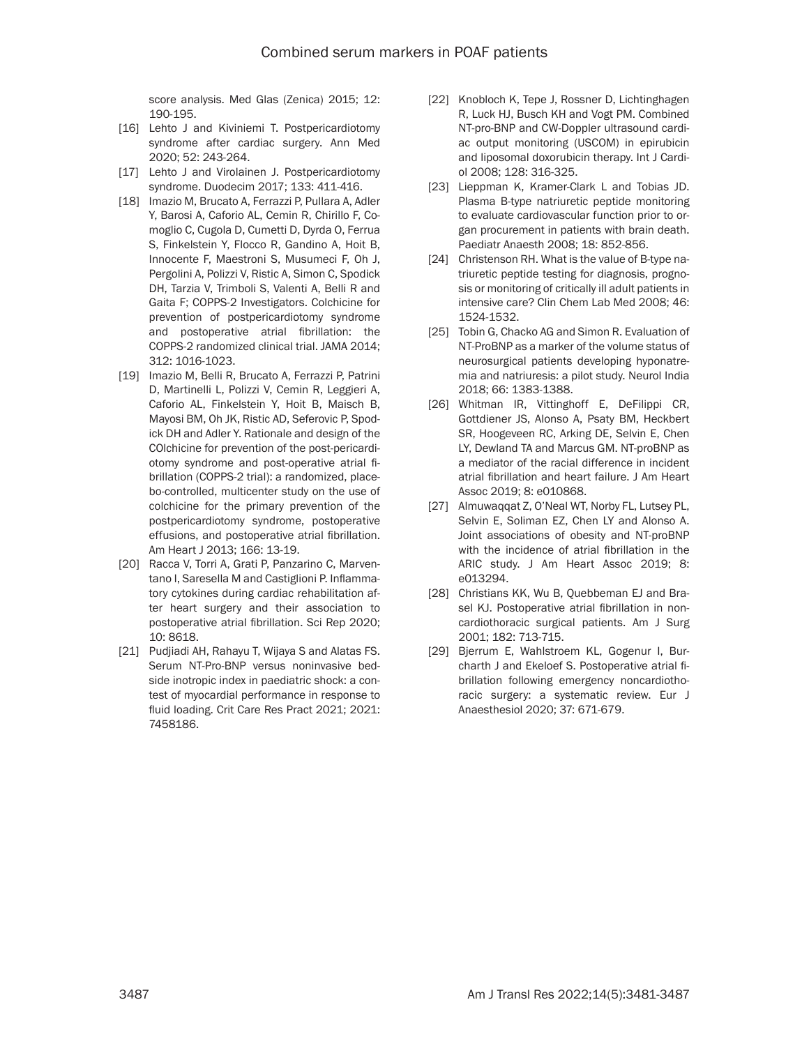score analysis. Med Glas (Zenica) 2015; 12: 190-195.

[16] Lehto J and Kiviniemi T. Postpericardiotomy syndrome after cardiac surgery. Ann Med 2020; 52: 243-264.

[17] Lehto J and Virolainen J. Postpericardiotomy syndrome. Duodecim 2017; 133: 411-416.

[18] Imazio M, Brucato A, Ferrazzi P, Pullara A, Adler Y, Barosi A, Caforio AL, Cemin R, Chirillo F, Comoglio C, Cugola D, Cumetti D, Dyrda O, Ferrua S, Finkelstein Y, Flocco R, Gandino A, Hoit B, Innocente F, Maestroni S, Musumeci F, Oh J, Pergolini A, Polizzi V, Ristic A, Simon C, Spodick DH, Tarzia V, Trimboli S, Valenti A, Belli R and Gaita F; COPPS-2 Investigators. Colchicine for prevention of postpericardiotomy syndrome and postoperative atrial fibrillation: the COPPS-2 randomized clinical trial. JAMA 2014; 312: 1016-1023.

[19] Imazio M, Belli R, Brucato A, Ferrazzi P, Patrini D, Martinelli L, Polizzi V, Cemin R, Leggieri A, Caforio AL, Finkelstein Y, Hoit B, Maisch B, Mayosi BM, Oh JK, Ristic AD, Seferovic P, Spodick DH and Adler Y. Rationale and design of the COlchicine for prevention of the post-pericardiotomy syndrome and post-operative atrial fibrillation (COPPS-2 trial): a randomized, placebo-controlled, multicenter study on the use of colchicine for the primary prevention of the postpericardiotomy syndrome, postoperative effusions, and postoperative atrial fibrillation. Am Heart J 2013; 166: 13-19.

[20] Racca V, Torri A, Grati P, Panzarino C, Marventano I, Saresella M and Castiglioni P. Inflammatory cytokines during cardiac rehabilitation after heart surgery and their association to postoperative atrial fibrillation. Sci Rep 2020; 10: 8618.

[21] Pudjiadi AH, Rahayu T, Wijaya S and Alatas FS. Serum NT-Pro-BNP versus noninvasive bedside inotropic index in paediatric shock: a contest of myocardial performance in response to fluid loading. Crit Care Res Pract 2021; 2021: 7458186.

[22] Knobloch K, Tepe J, Rossner D, Lichtinghagen R, Luck HJ, Busch KH and Vogt PM. Combined NT-pro-BNP and CW-Doppler ultrasound cardiac output monitoring (USCOM) in epirubicin and liposomal doxorubicin therapy. Int J Cardiol 2008; 128: 316-325.

[23] Lieppman K, Kramer-Clark L and Tobias JD. Plasma B-type natriuretic peptide monitoring to evaluate cardiovascular function prior to organ procurement in patients with brain death. Paediatr Anaesth 2008; 18: 852-856.

[24] Christenson RH. What is the value of B-type natriuretic peptide testing for diagnosis, prognosis or monitoring of critically ill adult patients in intensive care? Clin Chem Lab Med 2008; 46: 1524-1532.

[25] Tobin G, Chacko AG and Simon R. Evaluation of NT-ProBNP as a marker of the volume status of neurosurgical patients developing hyponatremia and natriuresis: a pilot study. Neurol India 2018; 66: 1383-1388.

[26] Whitman IR, Vittinghoff E, DeFilippi CR, Gottdiener JS, Alonso A, Psaty BM, Heckbert SR, Hoogeveen RC, Arking DE, Selvin E, Chen LY, Dewland TA and Marcus GM. NT-proBNP as a mediator of the racial difference in incident atrial fibrillation and heart failure. J Am Heart Assoc 2019; 8: e010868.

[27] Almuwaqqat Z, O'Neal WT, Norby FL, Lutsey PL, Selvin E, Soliman EZ, Chen LY and Alonso A. Joint associations of obesity and NT-proBNP with the incidence of atrial fibrillation in the ARIC study. J Am Heart Assoc 2019; 8: e013294.

[28] Christians KK, Wu B, Quebbeman EJ and Brasel KJ. Postoperative atrial fibrillation in noncardiothoracic surgical patients. Am J Surg 2001; 182: 713-715.

[29] Bjerrum E, Wahlstroem KL, Gogenur I, Burcharth J and Ekeloef S. Postoperative atrial fibrillation following emergency noncardiothoracic surgery: a systematic review. Eur J Anaesthesiol 2020; 37: 671-679.